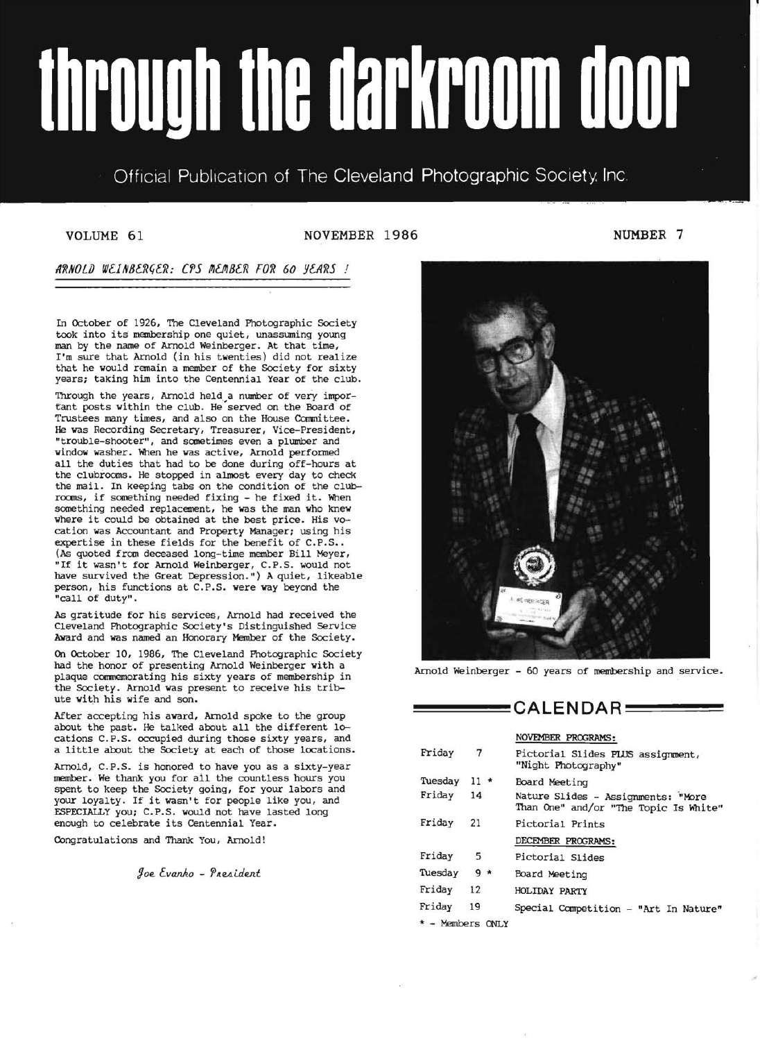# through the darkroom door

Official Publication of The Cleveland Photographic Society, Inc.

VOLUME 61 — NOVEMBER 1986 — NUMBER 7

## *ARNOLD WEINBERGER: CPS MEMBER FOR 60 YEARS !*

In October of 1926, The Cleveland Photographic Society took into its membership one quiet, unassuming young man by the name of Arnold Weinberger. At that time, I'm sure that Arnold (in his twenties) did not realize that he would remain a member of the Society for sixty years; taking him into the Centennial Year of the club.

Through the years, Arnold held a number of very important posts within the club. He served on the Board of Trustees many times, and also on the House Committee. He was Recording Secretary, Treasurer, Vice-President, "trouble-shooter", and sometimes even a plumber and window washer. When he was active, Arnold performed all the duties that had to be done during off-hours at the clubrooms. He stopped in almost every day to check the mail. In keeping tabs on the condition of the clubrooms, if something needed fixing - he fixed it. When something needed replacement, he was the man who knew where it could be obtained at the best price. His vocation was Accountant and Property Manager; using his expertise in these fields for the benefit of C.P.S.. (As quoted from deceased long-time member Bill Meyer, "If it wasn't for Arnold Weinberger, C.P.S. would not have survived the Great Depression.") A quiet, likeable person, his functions at C.P.S. were way beyond the "call of duty".

As gratitude for his services, Arnold had received the Cleveland Photographic Society's Distinguished Service Award and was named an Honorary Member of the Society.

On October 10, 1986, The Cleveland Photographic Society had the honor of presenting Arnold Weinberger with a plaque commemorating his sixty years of membership in the Society. Arnold was present to receive his tribute with his wife and son.

After accepting his award, Arnold spoke to the group about the past. He talked about all the different locations C.P.S. occupied during those sixty years, and a little about the Society at each of those locations.

Arnold, C.P.S. is honored to have you as a sixty-year member. We thank you for all the countless hours you spent to keep the Society going, for your labors and your loyalty. If it wasn't for people like you, and ESPECIALLY you; C.P.S. would not have lasted long enough to celebrate its Centennial Year.

Congratulations and Thank You, Arnold!

*Joe Evanko - President*

Arnold Weinberger - 60 years of membership and service.

## CALENDAR

| | | |
|---|---|---|
| | | **NOVEMBER PROGRAMS:** |
| Friday | 7 | Pictorial Slides PLUS assignment, "Night Photography" |
| Tuesday | 11 * | Board Meeting |
| Friday | 14 | Nature Slides - Assignments: "More Than One" and/or "The Topic Is White" |
| Friday | 21 | Pictorial Prints |
| | | **DECEMBER PROGRAMS:** |
| Friday | 5 | Pictorial Slides |
| Tuesday | 9 * | Board Meeting |
| Friday | 12 | HOLIDAY PARTY |
| Friday | 19 | Special Competition - "Art In Nature" |

* - Members ONLY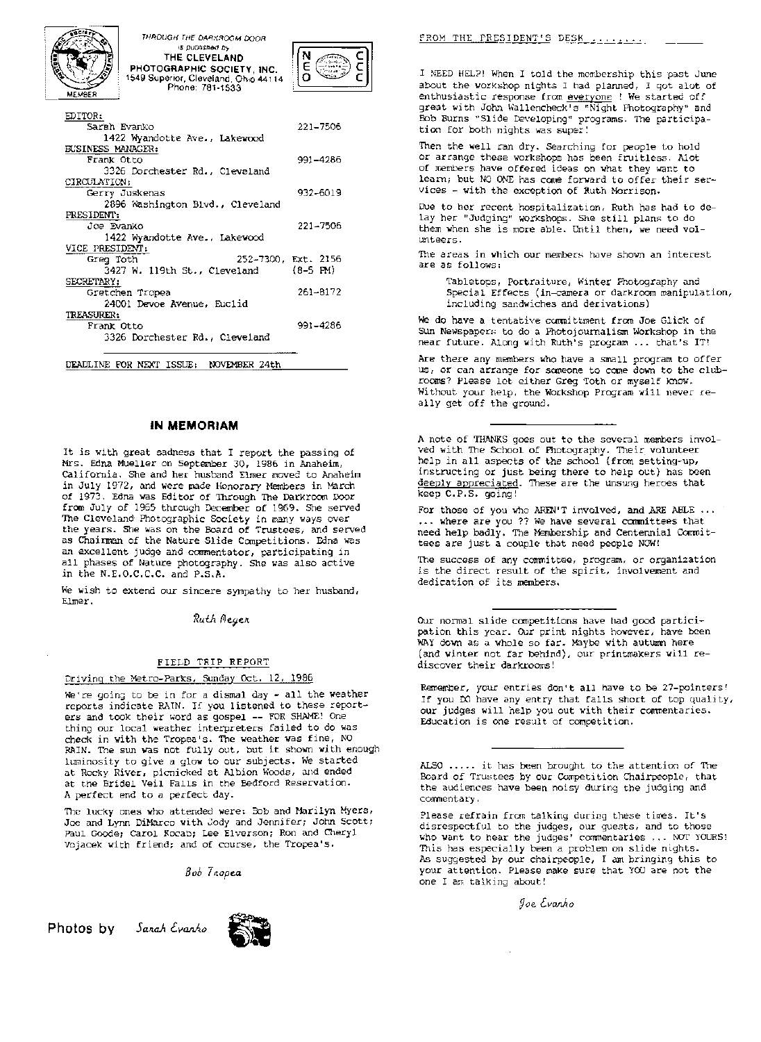THROUGH THE DARKROOM DOOR is published by **THE CLEVELAND PHOTOGRAPHIC SOCIETY, INC.** 1549 Superior, Cleveland, Ohio 44114 Phone: 781-1533

MEMBER

N E O C C C

EDITOR:
Sarah Evanko — 221-7506
1422 Wyandotte Ave., Lakewood

BUSINESS MANAGER:
Frank Otto — 991-4286
3326 Dorchester Rd., Cleveland

CIRCULATION:
Gerry Juskenas — 932-6019
2896 Washington Blvd., Cleveland

PRESIDENT:
Joe Evanko — 221-7506
1422 Wyandotte Ave., Lakewood

VICE PRESIDENT:
Greg Toth — 252-7300, Ext. 2156
3427 W. 119th St., Cleveland — (8-5 PM)

SECRETARY:
Gretchen Tropea — 261-8172
24001 Devoe Avenue, Euclid

TREASURER:
Frank Otto — 991-4286
3326 Dorchester Rd., Cleveland

DEADLINE FOR NEXT ISSUE: NOVEMBER 24th

## IN MEMORIAM

It is with great sadness that I report the passing of Mrs. Edna Mueller on September 30, 1986 in Anaheim, California. She and her husband Elmer moved to Anaheim in July 1972, and were made Honorary Members in March of 1973. Edna was Editor of Through The Darkroom Door from July of 1965 through December of 1969. She served The Cleveland Photographic Society in many ways over the years. She was on the Board of Trustees, and served as Chairman of the Nature Slide Competitions. Edna was an excellent judge and commentator, participating in all phases of Nature photography. She was also active in the N.E.O.C.C.C. and P.S.A.

We wish to extend our sincere sympathy to her husband, Elmer.

*Ruth Meyer*

## FIELD TRIP REPORT

Driving the Metro-Parks, Sunday Oct. 12, 1986

We're going to be in for a dismal day - all the weather reports indicate RAIN. If you listened to these reporters and took their word as gospel -- FOR SHAME! One thing our local weather interpreters failed to do was check in with the Tropea's. The weather was fine, NO RAIN. The sun was not fully out, but it shown with enough luminosity to give a glow to our subjects. We started at Rocky River, picnicked at Albion Woods, and ended at the Bridel Veil Falls in the Bedford Reservation. A perfect end to a perfect day.

The lucky ones who attended were: Bob and Marilyn Myers, Joe and Lynn DiMarco with Jody and Jennifer; John Scott; Paul Goode; Carol Kocab; Lee Elverson; Ron and Cheryl Vojacek with friend; and of course, the Tropea's.

*Bob Tropea*

Photos by *Sarah Evanko*

## FROM THE PRESIDENT'S DESK ........

I NEED HELP! When I told the membership this past June about the workshop nights I had planned, I got alot of enthusiastic response from everyone ! We started off great with John Wallencheck's "Night Photography" and Bob Burns "Slide Developing" programs. The participation for both nights was super!

Then the well ran dry. Searching for people to hold or arrange these workshops has been fruitless. Alot of members have offered ideas on what they want to learn; but NO ONE has come forward to offer their services - with the exception of Ruth Morrison.

Due to her recent hospitalization, Ruth has had to delay her "Judging" workshops. She still plans to do them when she is more able. Until then, we need volunteers.

The areas in which our members have shown an interest are as follows:

> Tabletops, Portraiture, Winter Photography and Special Effects (in-camera or darkroom manipulation, including sandwiches and derivations)

We do have a tentative committment from Joe Glick of Sun Newspapers to do a Photojournalism Workshop in the near future. Along with Ruth's program ... that's IT!

Are there any members who have a small program to offer us, or can arrange for someone to come down to the clubrooms? Please let either Greg Toth or myself know. Without your help, the Workshop Program will never really get off the ground.

---

A note of THANKS goes out to the several members involved with The School of Photography. Their volunteer help in all aspects of the school (from setting-up, instructing or just being there to help out) has been deeply appreciated. These are the unsung heroes that keep C.P.S. going!

For those of you who AREN'T involved, and ARE ABLE ... ... where are you ?? We have several committees that need help badly. The Membership and Centennial Committees are just a couple that need people NOW!

The success of any committee, program, or organization is the direct result of the spirit, involvement and dedication of its members.

---

Our normal slide competitions have had good participation this year. Our print nights however, have been WAY down as a whole so far. Maybe with autumn here (and winter not far behind), our printmakers will rediscover their darkrooms!

Remember, your entries don't all have to be 27-pointers! If you DO have any entry that falls short of top quality, our judges will help you out with their commentaries. Education is one result of competition.

---

ALSO ..... it has been brought to the attention of The Board of Trustees by our Competition Chairpeople, that the audiences have been noisy during the judging and commentary.

Please refrain from talking during these times. It's disrespectful to the judges, our guests, and to those who want to hear the judges' commentaries ... NOT YOURS! This has especially been a problem on slide nights. As suggested by our chairpeople, I am bringing this to your attention. Please make sure that YOU are not the one I am talking about!

*Joe Evanko*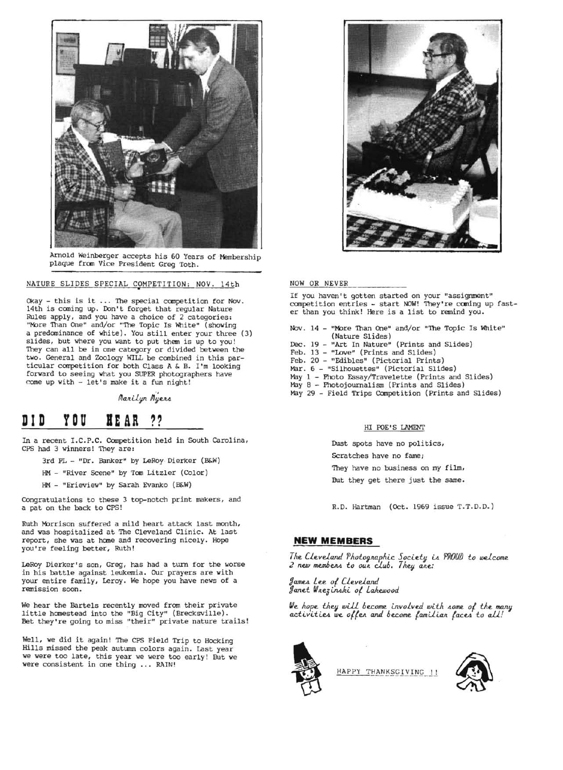Arnold Weinberger accepts his 60 Years of Membership plaque from Vice President Greg Toth.

## NATURE SLIDES SPECIAL COMPETITION: NOV. 14th

Okay - this is it ... The special competition for Nov. 14th is coming up. Don't forget that regular Nature Rules apply, and you have a choice of 2 categories: "More Than One" and/or "The Topic Is White" (showing a predominance of white). You still enter your three (3) slides, but where you want to put them is up to you! They can all be in one category or divided between the two. General and Zoology WILL be combined in this particular competition for both Class A & B. I'm looking forward to seeing what you SUPER photographers have come up with - let's make it a fun night!

*Marilyn Myers*

## DID YOU HEAR ??

In a recent I.C.P.C. Competition held in South Carolina, CPS had 3 winners! They are:

3rd PL - "Dr. Banker" by LeRoy Dierker (B&W)

HM - "River Scene" by Tom Litzler (Color)

HM - "Erieview" by Sarah Evanko (B&W)

Congratulations to these 3 top-notch print makers, and a pat on the back to CPS!

Ruth Morrison suffered a mild heart attack last month, and was hospitalized at The Cleveland Clinic. At last report, she was at home and recovering nicely. Hope you're feeling better, Ruth!

LeRoy Dierker's son, Greg, has had a turn for the worse in his battle against leukemia. Our prayers are with your entire family, Leroy. We hope you have news of a remission soon.

We hear the Bartels recently moved from their private little homestead into the "Big City" (Brecksville). Bet they're going to miss "their" private nature trails!

Well, we did it again! The CPS Field Trip to Hocking Hills missed the peak autumn colors again. Last year we were too late, this year we were too early! But we were consistent in one thing ... RAIN!

## NOW OR NEVER

If you haven't gotten started on your "assignment" competition entries - start NOW! They're coming up faster than you think! Here is a list to remind you.

- Nov. 14 - "More Than One" and/or "The Topic Is White" (Nature Slides)
- Dec. 19 - "Art In Nature" (Prints and Slides)
- Feb. 13 - "Love" (Prints and Slides)
- Feb. 20 - "Edibles" (Pictorial Prints)
- Mar. 6 - "Silhouettes" (Pictorial Slides)
- May 1 - Photo Essay/Travelette (Prints and Slides)
- May 8 - Photojournalism (Prints and Slides)
- May 29 - Field Trips Competition (Prints and Slides)

### HI POE'S LAMENT

Dust spots have no politics,
Scratches have no fame;
They have no business on my film,
But they get there just the same.

R.D. Hartman (Oct. 1969 issue T.T.D.D.)

## NEW MEMBERS

*The Cleveland Photographic Society is PROUD to welcome 2 new members to our club. They are:*

*James Lee of Cleveland*
*Janet Wrezinski of Lakewood*

*We hope they will become involved with some of the many activities we offer and become familiar faces to all!*

HAPPY THANKSGIVING !!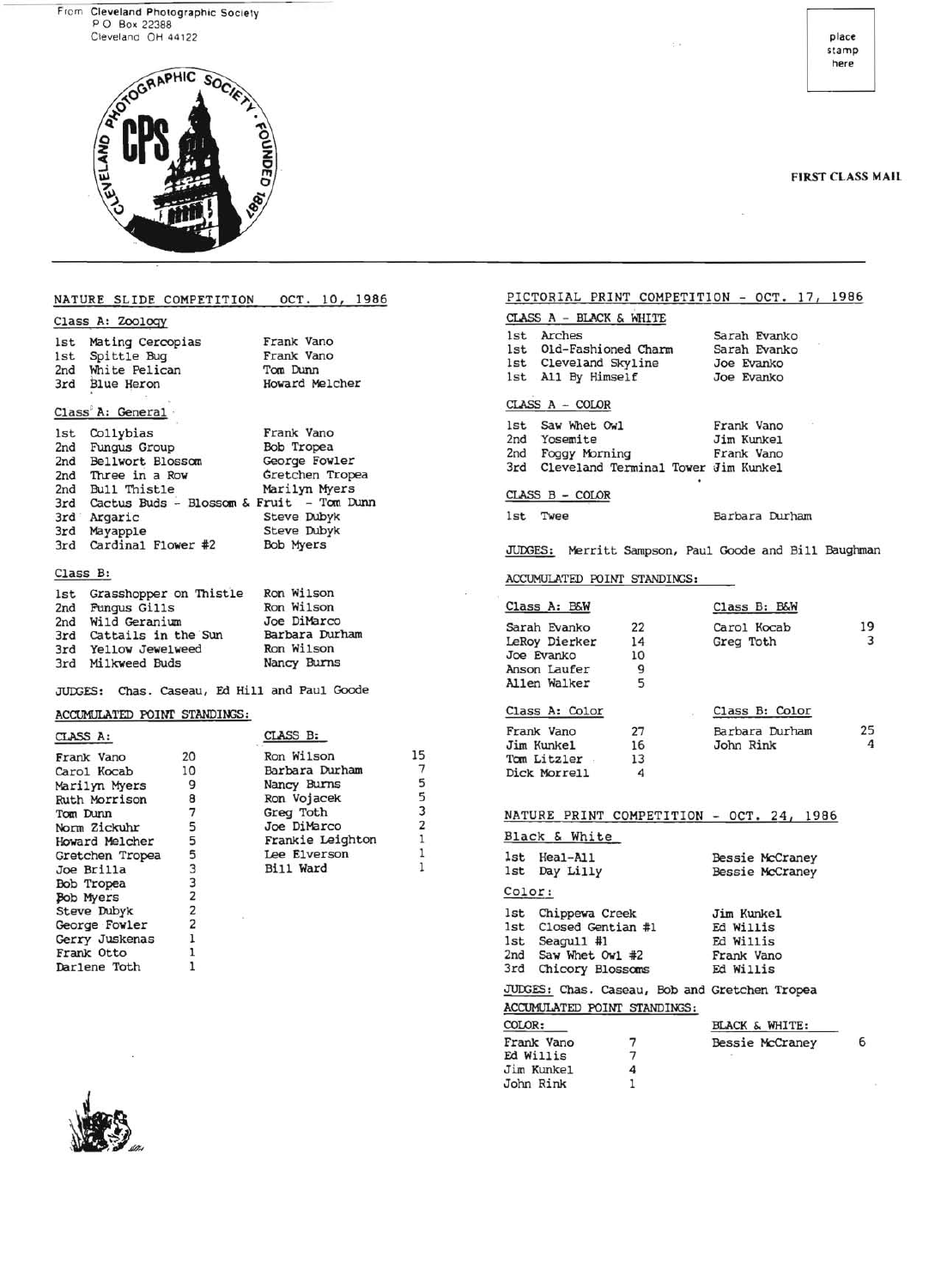From Cleveland Photographic Society
P O Box 22388
Cleveland OH 44122

CLEVELAND PHOTOGRAPHIC SOCIETY · FOUNDED 1887
CPS

place stamp here

FIRST CLASS MAIL

## NATURE SLIDE COMPETITION OCT. 10, 1986

### Class A: Zoology

| | | |
|---|---|---|
| 1st | Mating Cercopias | Frank Vano |
| 1st | Spittle Bug | Frank Vano |
| 2nd | White Pelican | Tom Dunn |
| 3rd | Blue Heron | Howard Melcher |

### Class A: General

| | | |
|---|---|---|
| 1st | Collybias | Frank Vano |
| 2nd | Fungus Group | Bob Tropea |
| 2nd | Bellwort Blossom | George Fowler |
| 2nd | Three in a Row | Gretchen Tropea |
| 2nd | Bull Thistle | Marilyn Myers |
| 3rd | Cactus Buds - Blossom & Fruit | Tom Dunn |
| 3rd | Argaric | Steve Dubyk |
| 3rd | Mayapple | Steve Dubyk |
| 3rd | Cardinal Flower #2 | Bob Myers |

### Class B:

| | | |
|---|---|---|
| 1st | Grasshopper on Thistle | Ron Wilson |
| 2nd | Fungus Gills | Ron Wilson |
| 2nd | Wild Geranium | Joe DiMarco |
| 3rd | Cattails in the Sun | Barbara Durham |
| 3rd | Yellow Jewelweed | Ron Wilson |
| 3rd | Milkweed Buds | Nancy Burns |

JUDGES: Chas. Caseau, Ed Hill and Paul Goode

### ACCUMULATED POINT STANDINGS:

**CLASS A:**

| | |
|---|---|
| Frank Vano | 20 |
| Carol Kocab | 10 |
| Marilyn Myers | 9 |
| Ruth Morrison | 8 |
| Tom Dunn | 7 |
| Norm Zickuhr | 5 |
| Howard Melcher | 5 |
| Gretchen Tropea | 5 |
| Joe Brilla | 3 |
| Bob Tropea | 3 |
| Bob Myers | 2 |
| Steve Dubyk | 2 |
| George Fowler | 2 |
| Gerry Juskenas | 1 |
| Frank Otto | 1 |
| Darlene Toth | 1 |

**CLASS B:**

| | |
|---|---|
| Ron Wilson | 15 |
| Barbara Durham | 7 |
| Nancy Burns | 5 |
| Ron Vojacek | 5 |
| Greg Toth | 3 |
| Joe DiMarco | 2 |
| Frankie Leighton | 1 |
| Lee Elverson | 1 |
| Bill Ward | 1 |

## PICTORIAL PRINT COMPETITION - OCT. 17, 1986

### CLASS A - BLACK & WHITE

| | | |
|---|---|---|
| 1st | Arches | Sarah Evanko |
| 1st | Old-Fashioned Charm | Sarah Evanko |
| 1st | Cleveland Skyline | Joe Evanko |
| 1st | All By Himself | Joe Evanko |

### CLASS A - COLOR

| | | |
|---|---|---|
| 1st | Saw Whet Owl | Frank Vano |
| 2nd | Yosemite | Jim Kunkel |
| 2nd | Foggy Morning | Frank Vano |
| 3rd | Cleveland Terminal Tower | Jim Kunkel |

### CLASS B - COLOR

| | | |
|---|---|---|
| 1st | Twee | Barbara Durham |

JUDGES: Merritt Sampson, Paul Goode and Bill Baughman

### ACCUMULATED POINT STANDINGS:

**Class A: B&W**

| | |
|---|---|
| Sarah Evanko | 22 |
| LeRoy Dierker | 14 |
| Joe Evanko | 10 |
| Anson Laufer | 9 |
| Allen Walker | 5 |

**Class B: B&W**

| | |
|---|---|
| Carol Kocab | 19 |
| Greg Toth | 3 |

**Class A: Color**

| | |
|---|---|
| Frank Vano | 27 |
| Jim Kunkel | 16 |
| Tom Litzler | 13 |
| Dick Morrell | 4 |

**Class B: Color**

| | |
|---|---|
| Barbara Durham | 25 |
| John Rink | 4 |

## NATURE PRINT COMPETITION - OCT. 24, 1986

### Black & White

| | | |
|---|---|---|
| 1st | Heal-All | Bessie McCraney |
| 1st | Day Lilly | Bessie McCraney |

### Color:

| | | |
|---|---|---|
| 1st | Chippewa Creek | Jim Kunkel |
| 1st | Closed Gentian #1 | Ed Willis |
| 1st | Seagull #1 | Ed Willis |
| 2nd | Saw Whet Owl #2 | Frank Vano |
| 3rd | Chicory Blossoms | Ed Willis |

JUDGES: Chas. Caseau, Bob and Gretchen Tropea

### ACCUMULATED POINT STANDINGS:

**COLOR:**

| | |
|---|---|
| Frank Vano | 7 |
| Ed Willis | 7 |
| Jim Kunkel | 4 |
| John Rink | 1 |

**BLACK & WHITE:**

| | |
|---|---|
| Bessie McCraney | 6 |